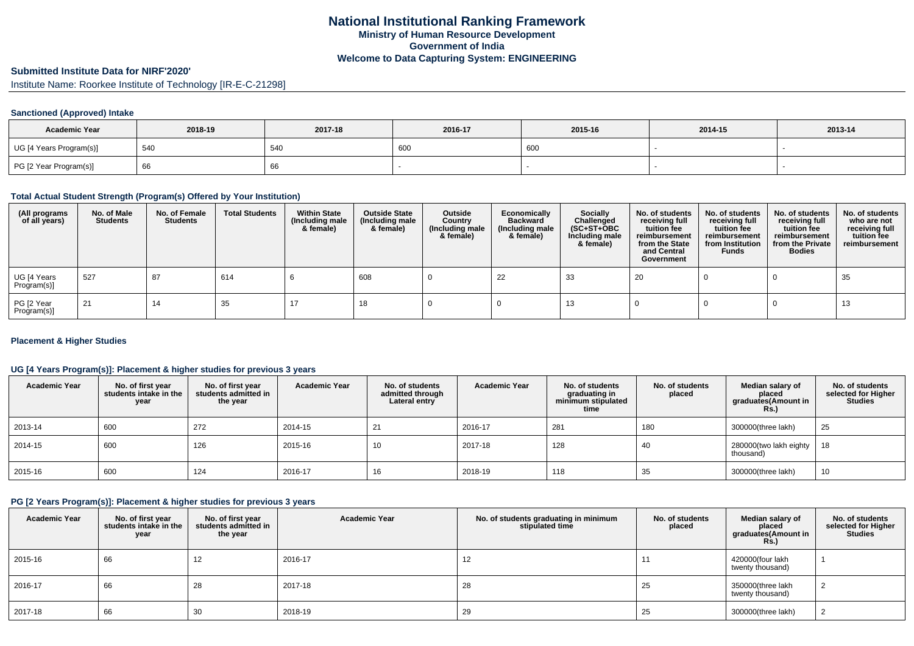# National Institutional Ranking Framework

**Ministry of Human Resource Development**

**Government of India**

**Welcome to Data Capturing System: ENGINEERING**

## Submitted Institute Data for NIRF'2020'

Institute Name: Roorkee Institute of Technology [IR-E-C-21298]

### Sanctioned (Approved) Intake

| Academic Year | 2018-19 | 2017-18 | 2016-17 | 2015-16 | 2014-15 | 2013-14 |
|---|---|---|---|---|---|---|
| UG [4 Years Program(s)] | 540 | 540 | 600 | 600 | - | - |
| PG [2 Year Program(s)] | 66 | 66 | - | - | - | - |

### Total Actual Student Strength (Program(s) Offered by Your Institution)

| (All programs of all years) | No. of Male Students | No. of Female Students | Total Students | Within State (Including male & female) | Outside State (Including male & female) | Outside Country (Including male & female) | Economically Backward (Including male & female) | Socially Challenged (SC+ST+OBC Including male & female) | No. of students receiving full tuition fee reimbursement from the State and Central Government | No. of students receiving full tuition fee reimbursement from Institution Funds | No. of students receiving full tuition fee reimbursement from the Private Bodies | No. of students who are not receiving full tuition fee reimbursement |
|---|---|---|---|---|---|---|---|---|---|---|---|---|
| UG [4 Years Program(s)] | 527 | 87 | 614 | 6 | 608 | 0 | 22 | 33 | 20 | 0 | 0 | 35 |
| PG [2 Year Program(s)] | 21 | 14 | 35 | 17 | 18 | 0 | 0 | 13 | 0 | 0 | 0 | 13 |

### Placement & Higher Studies

### UG [4 Years Program(s)]: Placement & higher studies for previous 3 years

| Academic Year | No. of first year students intake in the year | No. of first year students admitted in the year | Academic Year | No. of students admitted through Lateral entry | Academic Year | No. of students graduating in minimum stipulated time | No. of students placed | Median salary of placed graduates(Amount in Rs.) | No. of students selected for Higher Studies |
|---|---|---|---|---|---|---|---|---|---|
| 2013-14 | 600 | 272 | 2014-15 | 21 | 2016-17 | 281 | 180 | 300000(three lakh) | 25 |
| 2014-15 | 600 | 126 | 2015-16 | 10 | 2017-18 | 128 | 40 | 280000(two lakh eighty thousand) | 18 |
| 2015-16 | 600 | 124 | 2016-17 | 16 | 2018-19 | 118 | 35 | 300000(three lakh) | 10 |

### PG [2 Years Program(s)]: Placement & higher studies for previous 3 years

| Academic Year | No. of first year students intake in the year | No. of first year students admitted in the year | Academic Year | No. of students graduating in minimum stipulated time | No. of students placed | Median salary of placed graduates(Amount in Rs.) | No. of students selected for Higher Studies |
|---|---|---|---|---|---|---|---|
| 2015-16 | 66 | 12 | 2016-17 | 12 | 11 | 420000(four lakh twenty thousand) | 1 |
| 2016-17 | 66 | 28 | 2017-18 | 28 | 25 | 350000(three lakh twenty thousand) | 2 |
| 2017-18 | 66 | 30 | 2018-19 | 29 | 25 | 300000(three lakh) | 2 |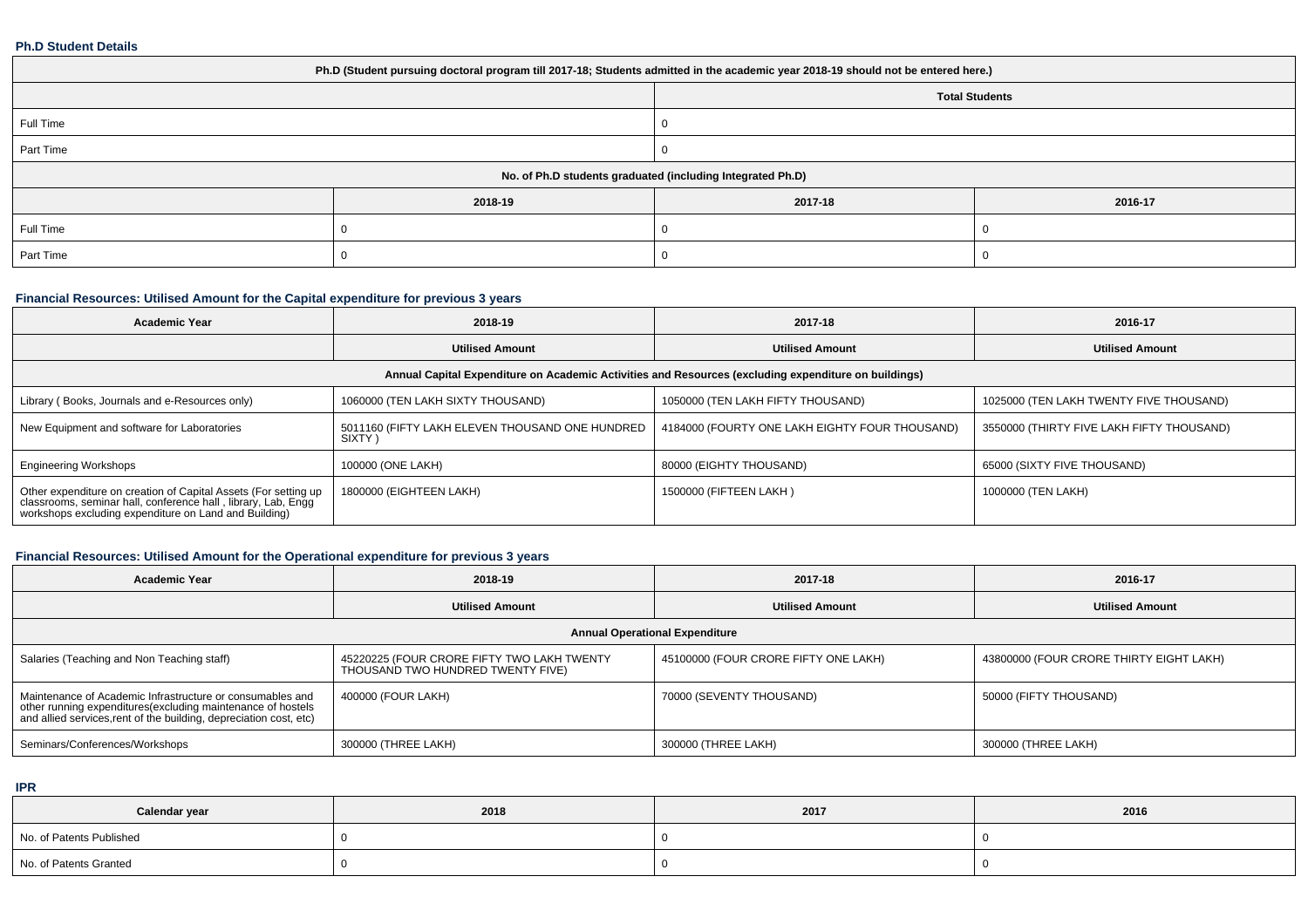### Ph.D Student Details

| Ph.D (Student pursuing doctoral program till 2017-18; Students admitted in the academic year 2018-19 should not be entered here.) | | | |
|---|---|---|---|
| | Total Students | | |
| Full Time | 0 | | |
| Part Time | 0 | | |
| No. of Ph.D students graduated (including Integrated Ph.D) | | | |
| | 2018-19 | 2017-18 | 2016-17 |
| Full Time | 0 | 0 | 0 |
| Part Time | 0 | 0 | 0 |

### Financial Resources: Utilised Amount for the Capital expenditure for previous 3 years

| Academic Year | 2018-19 | 2017-18 | 2016-17 |
|---|---|---|---|
| | Utilised Amount | Utilised Amount | Utilised Amount |
| Annual Capital Expenditure on Academic Activities and Resources (excluding expenditure on buildings) | | | |
| Library ( Books, Journals and e-Resources only) | 1060000 (TEN LAKH SIXTY THOUSAND) | 1050000 (TEN LAKH FIFTY THOUSAND) | 1025000 (TEN LAKH TWENTY FIVE THOUSAND) |
| New Equipment and software for Laboratories | 5011160 (FIFTY LAKH ELEVEN THOUSAND ONE HUNDRED SIXTY ) | 4184000 (FOURTY ONE LAKH EIGHTY FOUR THOUSAND) | 3550000 (THIRTY FIVE LAKH FIFTY THOUSAND) |
| Engineering Workshops | 100000 (ONE LAKH) | 80000 (EIGHTY THOUSAND) | 65000 (SIXTY FIVE THOUSAND) |
| Other expenditure on creation of Capital Assets (For setting up classrooms, seminar hall, conference hall , library, Lab, Engg workshops excluding expenditure on Land and Building) | 1800000 (EIGHTEEN LAKH) | 1500000 (FIFTEEN LAKH ) | 1000000 (TEN LAKH) |

### Financial Resources: Utilised Amount for the Operational expenditure for previous 3 years

| Academic Year | 2018-19 | 2017-18 | 2016-17 |
|---|---|---|---|
| | Utilised Amount | Utilised Amount | Utilised Amount |
| Annual Operational Expenditure | | | |
| Salaries (Teaching and Non Teaching staff) | 45220225 (FOUR CRORE FIFTY TWO LAKH TWENTY THOUSAND TWO HUNDRED TWENTY FIVE) | 45100000 (FOUR CRORE FIFTY ONE LAKH) | 43800000 (FOUR CRORE THIRTY EIGHT LAKH) |
| Maintenance of Academic Infrastructure or consumables and other running expenditures(excluding maintenance of hostels and allied services,rent of the building, depreciation cost, etc) | 400000 (FOUR LAKH) | 70000 (SEVENTY THOUSAND) | 50000 (FIFTY THOUSAND) |
| Seminars/Conferences/Workshops | 300000 (THREE LAKH) | 300000 (THREE LAKH) | 300000 (THREE LAKH) |

### IPR

| Calendar year | 2018 | 2017 | 2016 |
|---|---|---|---|
| No. of Patents Published | 0 | 0 | 0 |
| No. of Patents Granted | 0 | 0 | 0 |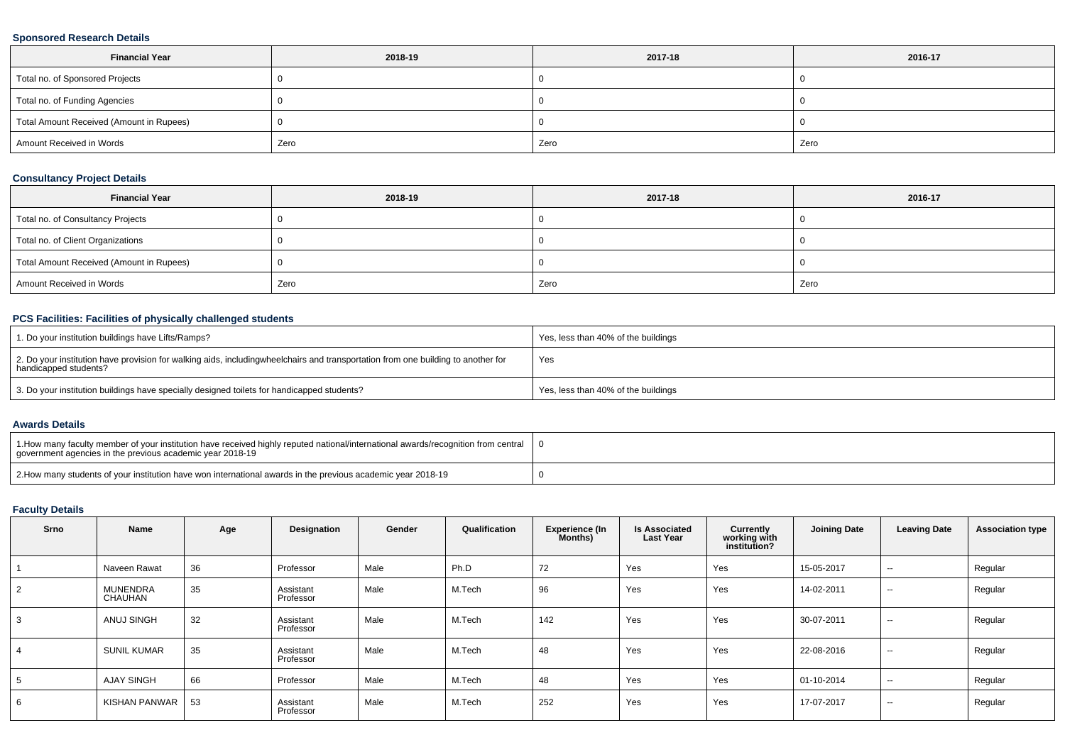### Sponsored Research Details

| Financial Year | 2018-19 | 2017-18 | 2016-17 |
|---|---|---|---|
| Total no. of Sponsored Projects | 0 | 0 | 0 |
| Total no. of Funding Agencies | 0 | 0 | 0 |
| Total Amount Received (Amount in Rupees) | 0 | 0 | 0 |
| Amount Received in Words | Zero | Zero | Zero |

### Consultancy Project Details

| Financial Year | 2018-19 | 2017-18 | 2016-17 |
|---|---|---|---|
| Total no. of Consultancy Projects | 0 | 0 | 0 |
| Total no. of Client Organizations | 0 | 0 | 0 |
| Total Amount Received (Amount in Rupees) | 0 | 0 | 0 |
| Amount Received in Words | Zero | Zero | Zero |

### PCS Facilities: Facilities of physically challenged students

| | |
|---|---|
| 1. Do your institution buildings have Lifts/Ramps? | Yes, less than 40% of the buildings |
| 2. Do your institution have provision for walking aids, includingwheelchairs and transportation from one building to another for handicapped students? | Yes |
| 3. Do your institution buildings have specially designed toilets for handicapped students? | Yes, less than 40% of the buildings |

### Awards Details

| | |
|---|---|
| 1.How many faculty member of your institution have received highly reputed national/international awards/recognition from central government agencies in the previous academic year 2018-19 | 0 |
| 2.How many students of your institution have won international awards in the previous academic year 2018-19 | 0 |

### Faculty Details

| Srno | Name | Age | Designation | Gender | Qualification | Experience (In Months) | Is Associated Last Year | Currently working with institution? | Joining Date | Leaving Date | Association type |
|---|---|---|---|---|---|---|---|---|---|---|---|
| 1 | Naveen Rawat | 36 | Professor | Male | Ph.D | 72 | Yes | Yes | 15-05-2017 | -- | Regular |
| 2 | MUNENDRA CHAUHAN | 35 | Assistant Professor | Male | M.Tech | 96 | Yes | Yes | 14-02-2011 | -- | Regular |
| 3 | ANUJ SINGH | 32 | Assistant Professor | Male | M.Tech | 142 | Yes | Yes | 30-07-2011 | -- | Regular |
| 4 | SUNIL KUMAR | 35 | Assistant Professor | Male | M.Tech | 48 | Yes | Yes | 22-08-2016 | -- | Regular |
| 5 | AJAY SINGH | 66 | Professor | Male | M.Tech | 48 | Yes | Yes | 01-10-2014 | -- | Regular |
| 6 | KISHAN PANWAR | 53 | Assistant Professor | Male | M.Tech | 252 | Yes | Yes | 17-07-2017 | -- | Regular |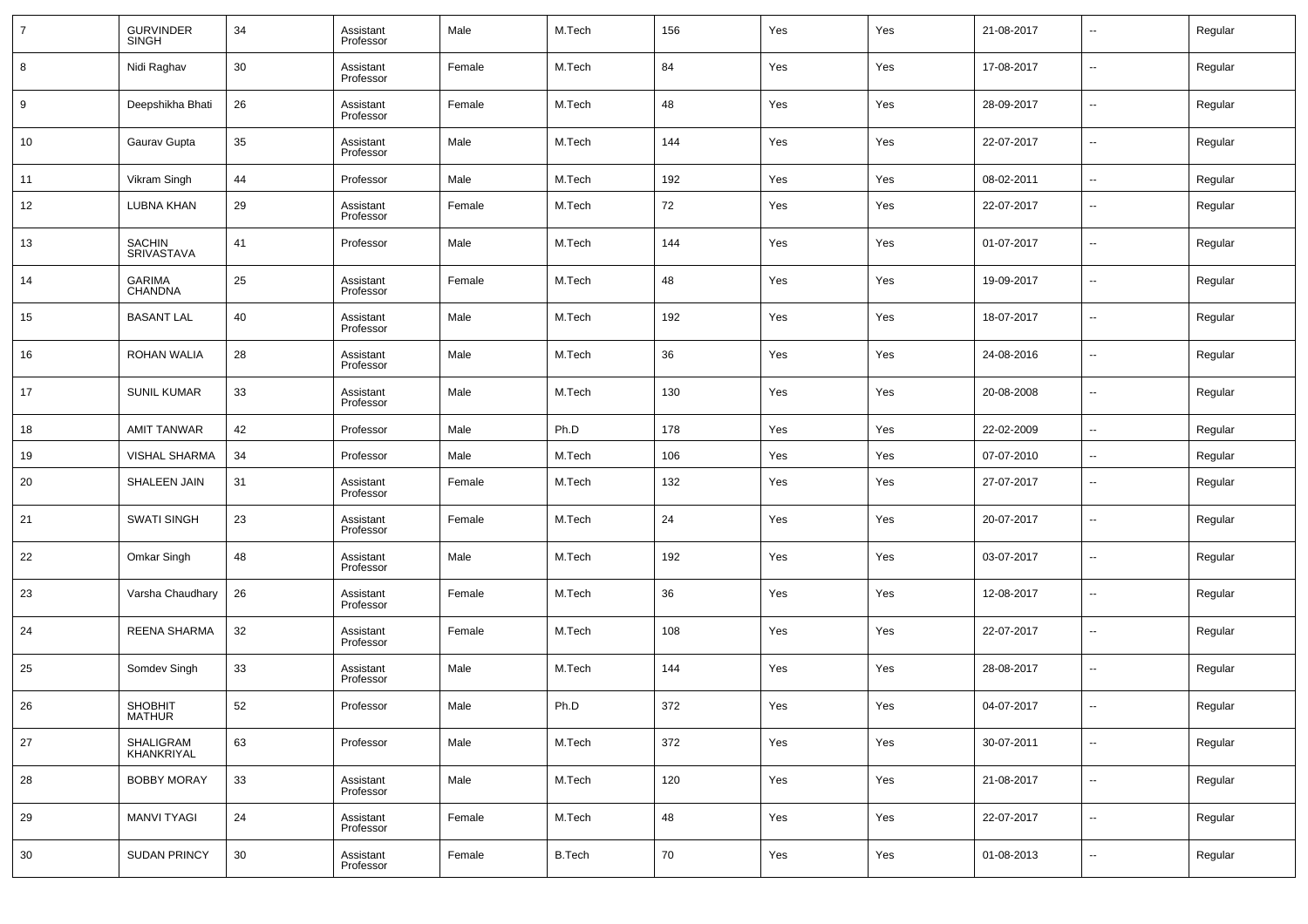| 7 | GURVINDER SINGH | 34 | Assistant Professor | Male | M.Tech | 156 | Yes | Yes | 21-08-2017 | -- | Regular |
|---|---|---|---|---|---|---|---|---|---|---|---|
| 8 | Nidi Raghav | 30 | Assistant Professor | Female | M.Tech | 84 | Yes | Yes | 17-08-2017 | -- | Regular |
| 9 | Deepshikha Bhati | 26 | Assistant Professor | Female | M.Tech | 48 | Yes | Yes | 28-09-2017 | -- | Regular |
| 10 | Gaurav Gupta | 35 | Assistant Professor | Male | M.Tech | 144 | Yes | Yes | 22-07-2017 | -- | Regular |
| 11 | Vikram Singh | 44 | Professor | Male | M.Tech | 192 | Yes | Yes | 08-02-2011 | -- | Regular |
| 12 | LUBNA KHAN | 29 | Assistant Professor | Female | M.Tech | 72 | Yes | Yes | 22-07-2017 | -- | Regular |
| 13 | SACHIN SRIVASTAVA | 41 | Professor | Male | M.Tech | 144 | Yes | Yes | 01-07-2017 | -- | Regular |
| 14 | GARIMA CHANDNA | 25 | Assistant Professor | Female | M.Tech | 48 | Yes | Yes | 19-09-2017 | -- | Regular |
| 15 | BASANT LAL | 40 | Assistant Professor | Male | M.Tech | 192 | Yes | Yes | 18-07-2017 | -- | Regular |
| 16 | ROHAN WALIA | 28 | Assistant Professor | Male | M.Tech | 36 | Yes | Yes | 24-08-2016 | -- | Regular |
| 17 | SUNIL KUMAR | 33 | Assistant Professor | Male | M.Tech | 130 | Yes | Yes | 20-08-2008 | -- | Regular |
| 18 | AMIT TANWAR | 42 | Professor | Male | Ph.D | 178 | Yes | Yes | 22-02-2009 | -- | Regular |
| 19 | VISHAL SHARMA | 34 | Professor | Male | M.Tech | 106 | Yes | Yes | 07-07-2010 | -- | Regular |
| 20 | SHALEEN JAIN | 31 | Assistant Professor | Female | M.Tech | 132 | Yes | Yes | 27-07-2017 | -- | Regular |
| 21 | SWATI SINGH | 23 | Assistant Professor | Female | M.Tech | 24 | Yes | Yes | 20-07-2017 | -- | Regular |
| 22 | Omkar Singh | 48 | Assistant Professor | Male | M.Tech | 192 | Yes | Yes | 03-07-2017 | -- | Regular |
| 23 | Varsha Chaudhary | 26 | Assistant Professor | Female | M.Tech | 36 | Yes | Yes | 12-08-2017 | -- | Regular |
| 24 | REENA SHARMA | 32 | Assistant Professor | Female | M.Tech | 108 | Yes | Yes | 22-07-2017 | -- | Regular |
| 25 | Somdev Singh | 33 | Assistant Professor | Male | M.Tech | 144 | Yes | Yes | 28-08-2017 | -- | Regular |
| 26 | SHOBHIT MATHUR | 52 | Professor | Male | Ph.D | 372 | Yes | Yes | 04-07-2017 | -- | Regular |
| 27 | SHALIGRAM KHANKRIYAL | 63 | Professor | Male | M.Tech | 372 | Yes | Yes | 30-07-2011 | -- | Regular |
| 28 | BOBBY MORAY | 33 | Assistant Professor | Male | M.Tech | 120 | Yes | Yes | 21-08-2017 | -- | Regular |
| 29 | MANVI TYAGI | 24 | Assistant Professor | Female | M.Tech | 48 | Yes | Yes | 22-07-2017 | -- | Regular |
| 30 | SUDAN PRINCY | 30 | Assistant Professor | Female | B.Tech | 70 | Yes | Yes | 01-08-2013 | -- | Regular |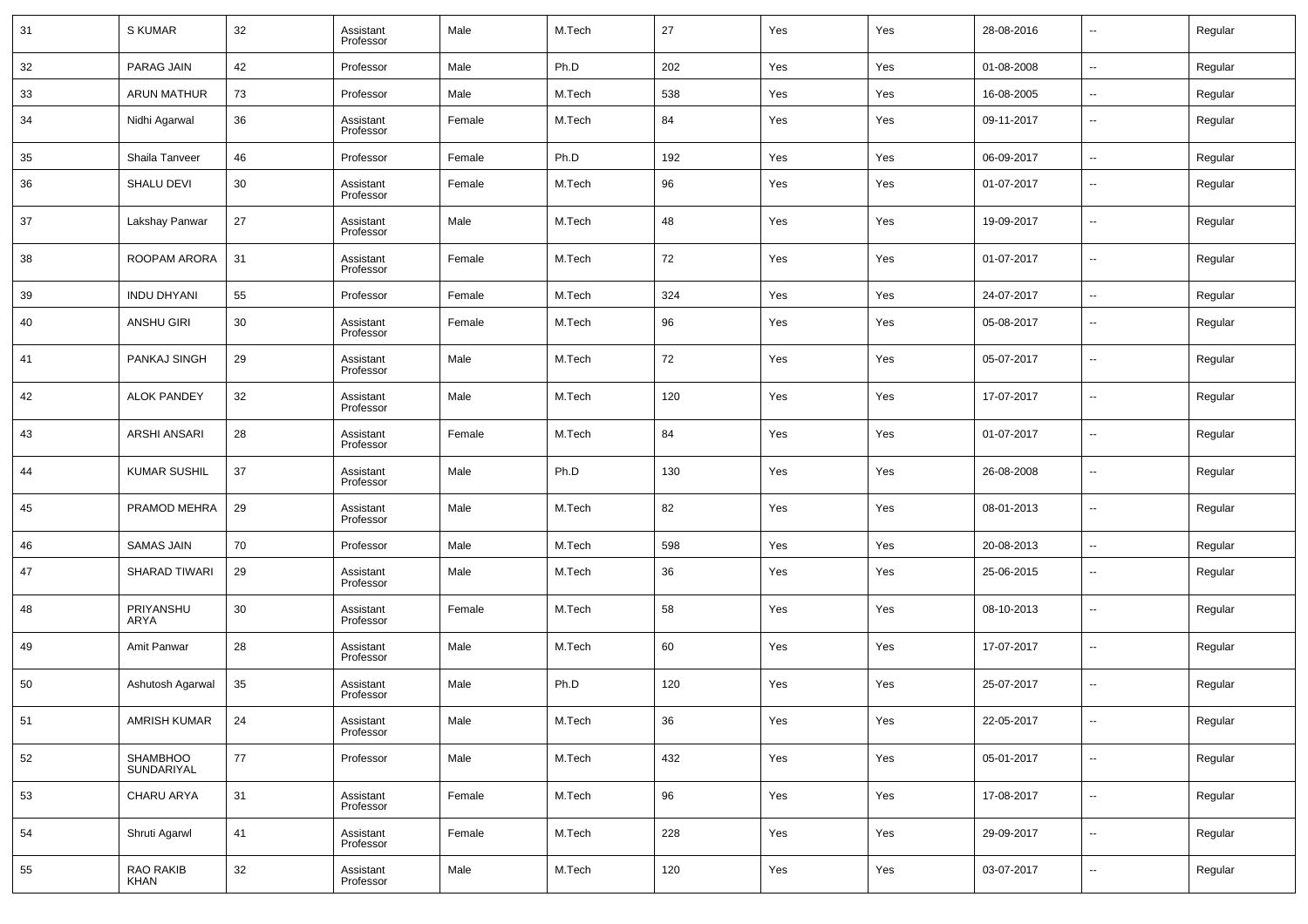| | | | | | | | | | | | |
|---|---|---|---|---|---|---|---|---|---|---|---|
| 31 | S KUMAR | 32 | Assistant Professor | Male | M.Tech | 27 | Yes | Yes | 28-08-2016 | -- | Regular |
| 32 | PARAG JAIN | 42 | Professor | Male | Ph.D | 202 | Yes | Yes | 01-08-2008 | -- | Regular |
| 33 | ARUN MATHUR | 73 | Professor | Male | M.Tech | 538 | Yes | Yes | 16-08-2005 | -- | Regular |
| 34 | Nidhi Agarwal | 36 | Assistant Professor | Female | M.Tech | 84 | Yes | Yes | 09-11-2017 | -- | Regular |
| 35 | Shaila Tanveer | 46 | Professor | Female | Ph.D | 192 | Yes | Yes | 06-09-2017 | -- | Regular |
| 36 | SHALU DEVI | 30 | Assistant Professor | Female | M.Tech | 96 | Yes | Yes | 01-07-2017 | -- | Regular |
| 37 | Lakshay Panwar | 27 | Assistant Professor | Male | M.Tech | 48 | Yes | Yes | 19-09-2017 | -- | Regular |
| 38 | ROOPAM ARORA | 31 | Assistant Professor | Female | M.Tech | 72 | Yes | Yes | 01-07-2017 | -- | Regular |
| 39 | INDU DHYANI | 55 | Professor | Female | M.Tech | 324 | Yes | Yes | 24-07-2017 | -- | Regular |
| 40 | ANSHU GIRI | 30 | Assistant Professor | Female | M.Tech | 96 | Yes | Yes | 05-08-2017 | -- | Regular |
| 41 | PANKAJ SINGH | 29 | Assistant Professor | Male | M.Tech | 72 | Yes | Yes | 05-07-2017 | -- | Regular |
| 42 | ALOK PANDEY | 32 | Assistant Professor | Male | M.Tech | 120 | Yes | Yes | 17-07-2017 | -- | Regular |
| 43 | ARSHI ANSARI | 28 | Assistant Professor | Female | M.Tech | 84 | Yes | Yes | 01-07-2017 | -- | Regular |
| 44 | KUMAR SUSHIL | 37 | Assistant Professor | Male | Ph.D | 130 | Yes | Yes | 26-08-2008 | -- | Regular |
| 45 | PRAMOD MEHRA | 29 | Assistant Professor | Male | M.Tech | 82 | Yes | Yes | 08-01-2013 | -- | Regular |
| 46 | SAMAS JAIN | 70 | Professor | Male | M.Tech | 598 | Yes | Yes | 20-08-2013 | -- | Regular |
| 47 | SHARAD TIWARI | 29 | Assistant Professor | Male | M.Tech | 36 | Yes | Yes | 25-06-2015 | -- | Regular |
| 48 | PRIYANSHU ARYA | 30 | Assistant Professor | Female | M.Tech | 58 | Yes | Yes | 08-10-2013 | -- | Regular |
| 49 | Amit Panwar | 28 | Assistant Professor | Male | M.Tech | 60 | Yes | Yes | 17-07-2017 | -- | Regular |
| 50 | Ashutosh Agarwal | 35 | Assistant Professor | Male | Ph.D | 120 | Yes | Yes | 25-07-2017 | -- | Regular |
| 51 | AMRISH KUMAR | 24 | Assistant Professor | Male | M.Tech | 36 | Yes | Yes | 22-05-2017 | -- | Regular |
| 52 | SHAMBHOO SUNDARIYAL | 77 | Professor | Male | M.Tech | 432 | Yes | Yes | 05-01-2017 | -- | Regular |
| 53 | CHARU ARYA | 31 | Assistant Professor | Female | M.Tech | 96 | Yes | Yes | 17-08-2017 | -- | Regular |
| 54 | Shruti Agarwl | 41 | Assistant Professor | Female | M.Tech | 228 | Yes | Yes | 29-09-2017 | -- | Regular |
| 55 | RAO RAKIB KHAN | 32 | Assistant Professor | Male | M.Tech | 120 | Yes | Yes | 03-07-2017 | -- | Regular |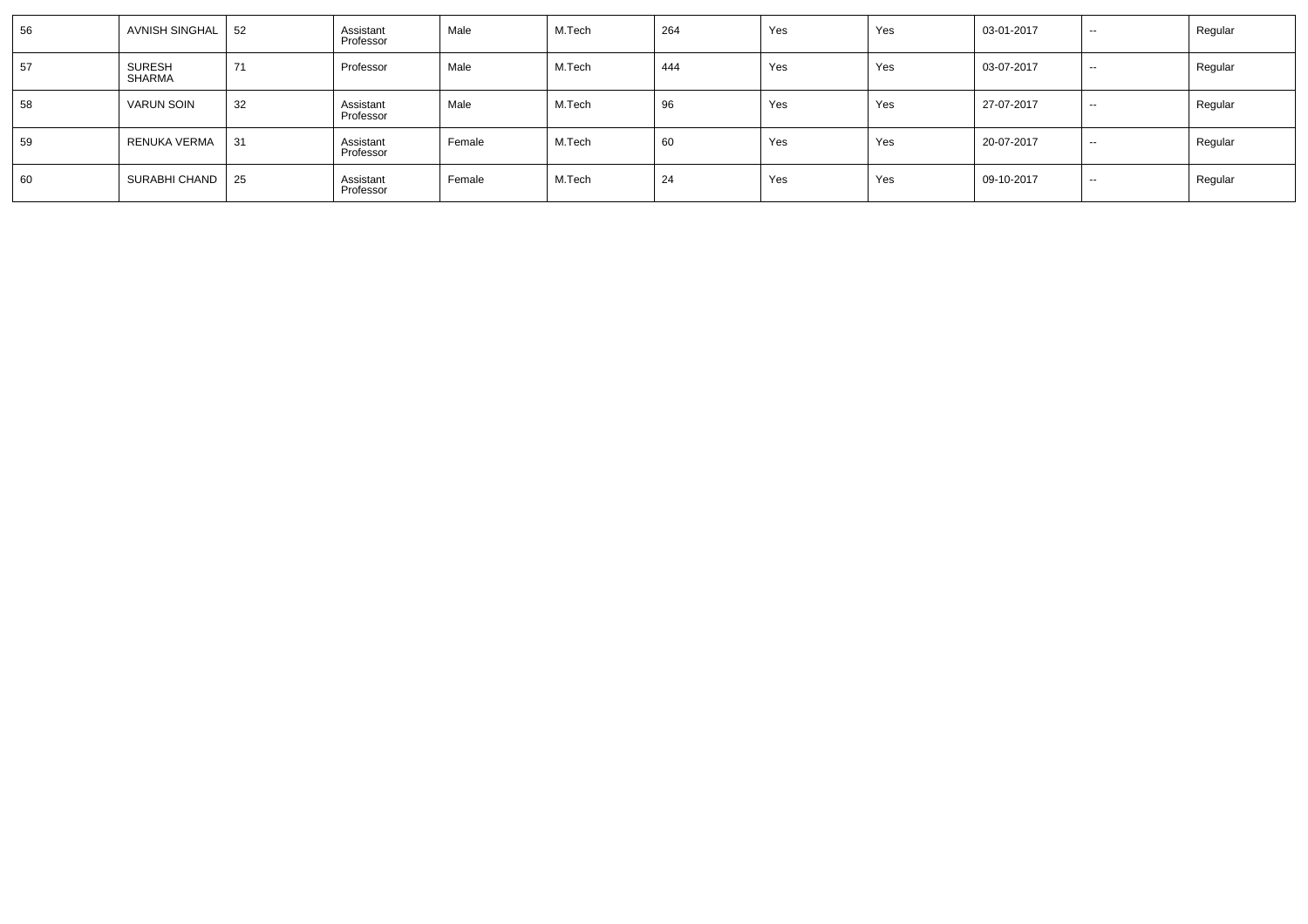| | | | | | | | | | | | |
|---|---|---|---|---|---|---|---|---|---|---|---|
| 56 | AVNISH SINGHAL | 52 | Assistant Professor | Male | M.Tech | 264 | Yes | Yes | 03-01-2017 | -- | Regular |
| 57 | SURESH SHARMA | 71 | Professor | Male | M.Tech | 444 | Yes | Yes | 03-07-2017 | -- | Regular |
| 58 | VARUN SOIN | 32 | Assistant Professor | Male | M.Tech | 96 | Yes | Yes | 27-07-2017 | -- | Regular |
| 59 | RENUKA VERMA | 31 | Assistant Professor | Female | M.Tech | 60 | Yes | Yes | 20-07-2017 | -- | Regular |
| 60 | SURABHI CHAND | 25 | Assistant Professor | Female | M.Tech | 24 | Yes | Yes | 09-10-2017 | -- | Regular |